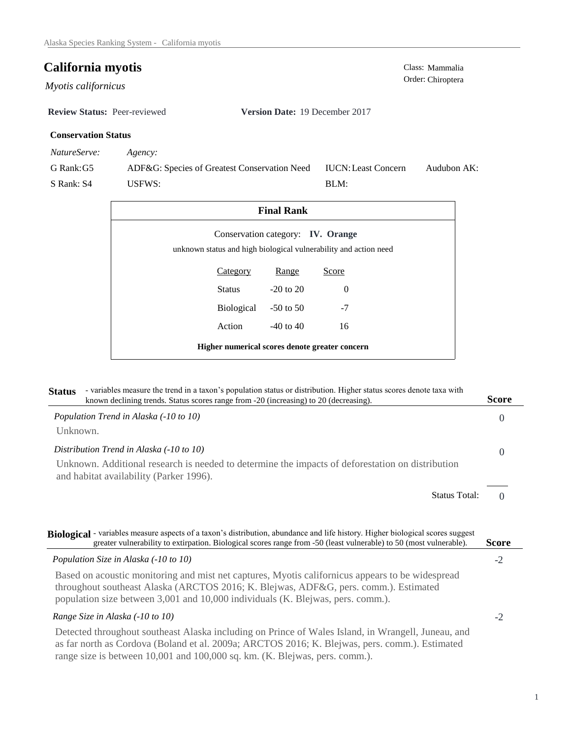# California myotis

*Myotis californicus*

Class: Mammalia
Order: Chiroptera

**Review Status:** Peer-reviewed **Version Date:** 19 December 2017

### Conservation Status

| *NatureServe:* | *Agency:* | | |
|---|---|---|---|
| G Rank: G5 | ADF&G: Species of Greatest Conservation Need | IUCN: Least Concern | Audubon AK: |
| S Rank: S4 | USFWS: | BLM: | |

### Final Rank

Conservation category: **IV. Orange**

unknown status and high biological vulnerability and action need

| Category | Range | Score |
|---|---|---|
| Status | -20 to 20 | 0 |
| Biological | -50 to 50 | -7 |
| Action | -40 to 40 | 16 |

**Higher numerical scores denote greater concern**

## Status

- variables measure the trend in a taxon's population status or distribution. Higher status scores denote taxa with known declining trends. Status scores range from -20 (increasing) to 20 (decreasing).

| | Score |
|---|---|
| *Population Trend in Alaska (-10 to 10)* | 0 |
| Unknown. | |
| *Distribution Trend in Alaska (-10 to 10)* | 0 |
| Unknown. Additional research is needed to determine the impacts of deforestation on distribution and habitat availability (Parker 1996). | |
| Status Total: | 0 |

## Biological

- variables measure aspects of a taxon's distribution, abundance and life history. Higher biological scores suggest greater vulnerability to extirpation. Biological scores range from -50 (least vulnerable) to 50 (most vulnerable).

| | Score |
|---|---|
| *Population Size in Alaska (-10 to 10)* | -2 |
| Based on acoustic monitoring and mist net captures, Myotis californicus appears to be widespread throughout southeast Alaska (ARCTOS 2016; K. Blejwas, ADF&G, pers. comm.). Estimated population size between 3,001 and 10,000 individuals (K. Blejwas, pers. comm.). | |
| *Range Size in Alaska (-10 to 10)* | -2 |
| Detected throughout southeast Alaska including on Prince of Wales Island, in Wrangell, Juneau, and as far north as Cordova (Boland et al. 2009a; ARCTOS 2016; K. Blejwas, pers. comm.). Estimated range size is between 10,001 and 100,000 sq. km. (K. Blejwas, pers. comm.). | |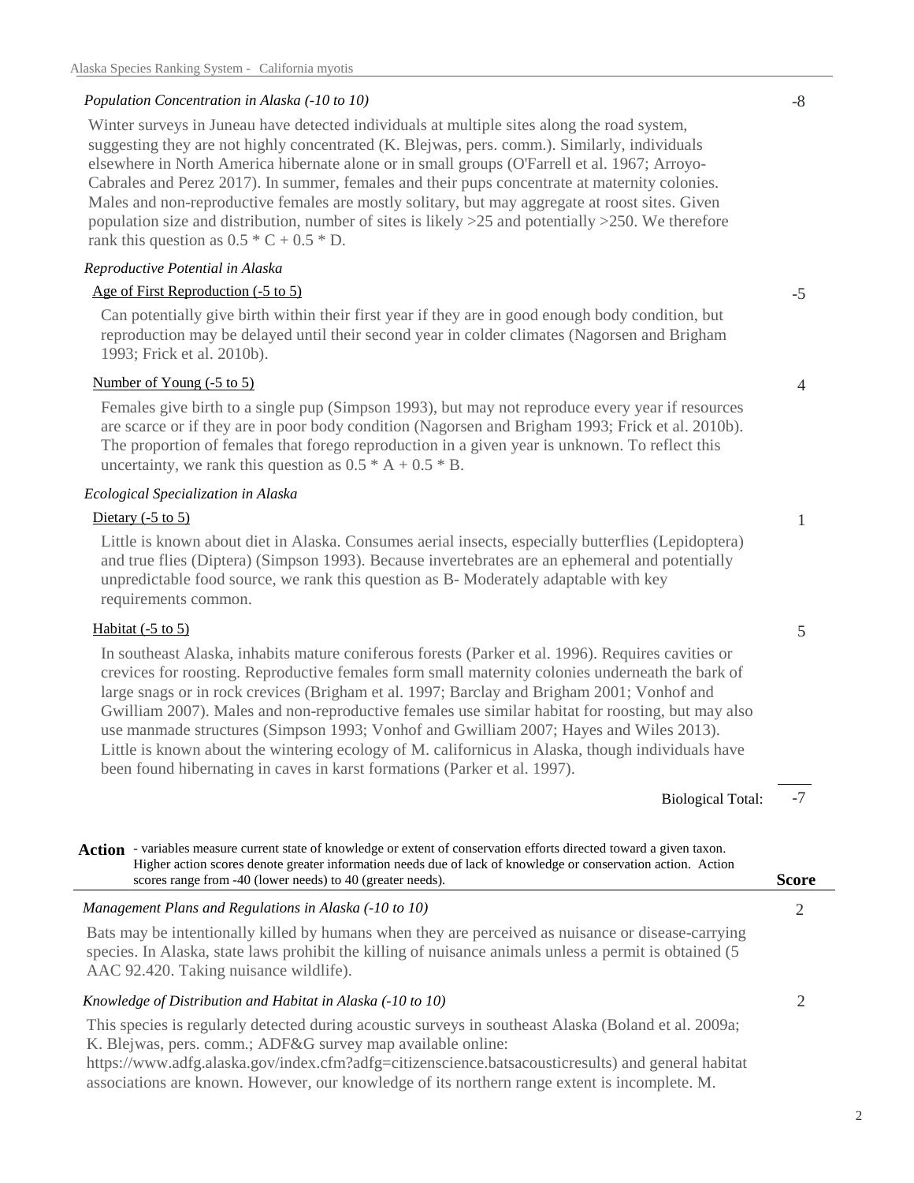*Population Concentration in Alaska (-10 to 10)* — -8

Winter surveys in Juneau have detected individuals at multiple sites along the road system, suggesting they are not highly concentrated (K. Blejwas, pers. comm.). Similarly, individuals elsewhere in North America hibernate alone or in small groups (O'Farrell et al. 1967; Arroyo-Cabrales and Perez 2017). In summer, females and their pups concentrate at maternity colonies. Males and non-reproductive females are mostly solitary, but may aggregate at roost sites. Given population size and distribution, number of sites is likely >25 and potentially >250. We therefore rank this question as 0.5 * C + 0.5 * D.

*Reproductive Potential in Alaska*

Age of First Reproduction (-5 to 5) — -5

Can potentially give birth within their first year if they are in good enough body condition, but reproduction may be delayed until their second year in colder climates (Nagorsen and Brigham 1993; Frick et al. 2010b).

Number of Young (-5 to 5) — 4

Females give birth to a single pup (Simpson 1993), but may not reproduce every year if resources are scarce or if they are in poor body condition (Nagorsen and Brigham 1993; Frick et al. 2010b). The proportion of females that forego reproduction in a given year is unknown. To reflect this uncertainty, we rank this question as 0.5 * A + 0.5 * B.

*Ecological Specialization in Alaska*

Dietary (-5 to 5) — 1

Little is known about diet in Alaska. Consumes aerial insects, especially butterflies (Lepidoptera) and true flies (Diptera) (Simpson 1993). Because invertebrates are an ephemeral and potentially unpredictable food source, we rank this question as B- Moderately adaptable with key requirements common.

Habitat (-5 to 5) — 5

In southeast Alaska, inhabits mature coniferous forests (Parker et al. 1996). Requires cavities or crevices for roosting. Reproductive females form small maternity colonies underneath the bark of large snags or in rock crevices (Brigham et al. 1997; Barclay and Brigham 2001; Vonhof and Gwilliam 2007). Males and non-reproductive females use similar habitat for roosting, but may also use manmade structures (Simpson 1993; Vonhof and Gwilliam 2007; Hayes and Wiles 2013). Little is known about the wintering ecology of M. californicus in Alaska, though individuals have been found hibernating in caves in karst formations (Parker et al. 1997).

Biological Total: -7

**Action** - variables measure current state of knowledge or extent of conservation efforts directed toward a given taxon. Higher action scores denote greater information needs due of lack of knowledge or conservation action. Action scores range from -40 (lower needs) to 40 (greater needs). **Score**

*Management Plans and Regulations in Alaska (-10 to 10)* — 2

Bats may be intentionally killed by humans when they are perceived as nuisance or disease-carrying species. In Alaska, state laws prohibit the killing of nuisance animals unless a permit is obtained (5 AAC 92.420. Taking nuisance wildlife).

*Knowledge of Distribution and Habitat in Alaska (-10 to 10)* — 2

This species is regularly detected during acoustic surveys in southeast Alaska (Boland et al. 2009a; K. Blejwas, pers. comm.; ADF&G survey map available online: https://www.adfg.alaska.gov/index.cfm?adfg=citizenscience.batsacousticresults) and general habitat associations are known. However, our knowledge of its northern range extent is incomplete. M.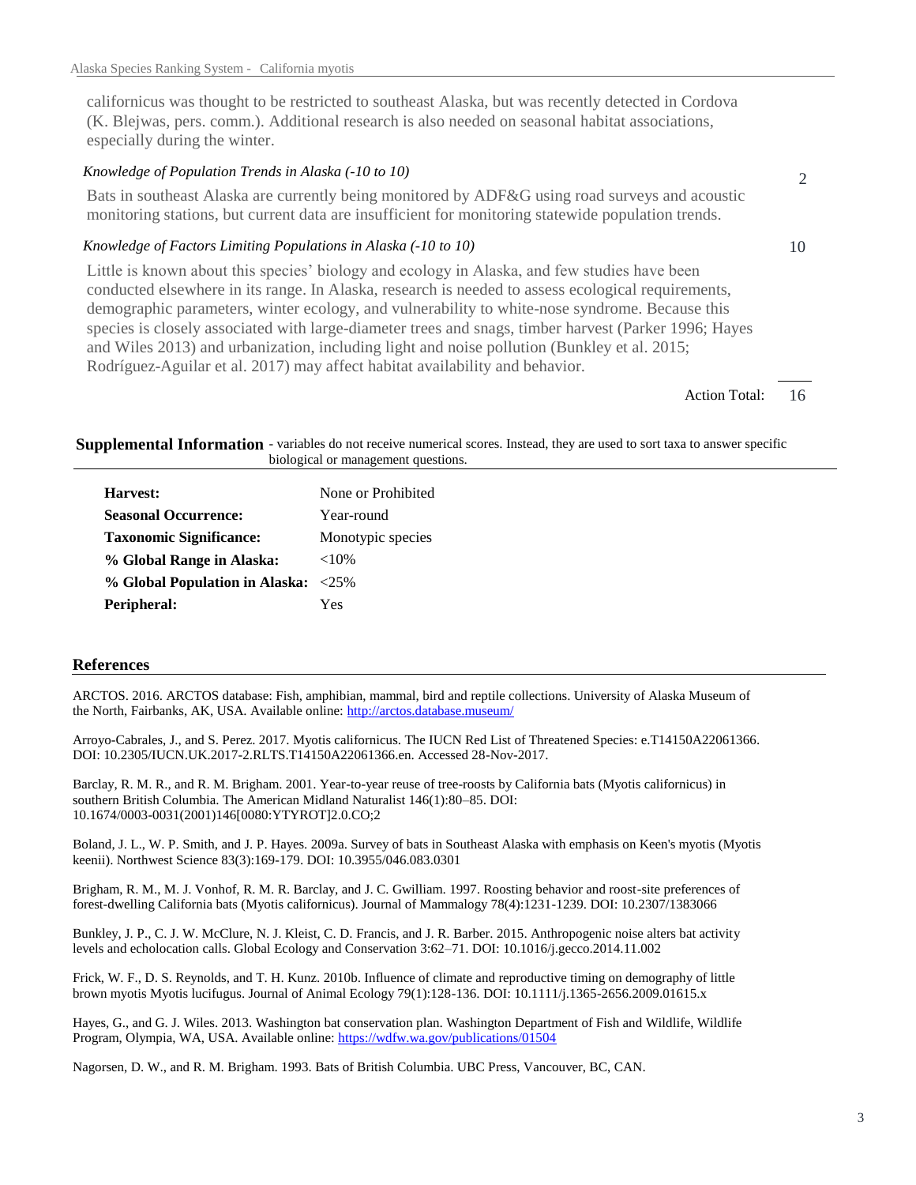californicus was thought to be restricted to southeast Alaska, but was recently detected in Cordova (K. Blejwas, pers. comm.). Additional research is also needed on seasonal habitat associations, especially during the winter.

*Knowledge of Population Trends in Alaska (-10 to 10)* — 2

Bats in southeast Alaska are currently being monitored by ADF&G using road surveys and acoustic monitoring stations, but current data are insufficient for monitoring statewide population trends.

*Knowledge of Factors Limiting Populations in Alaska (-10 to 10)* — 10

Little is known about this species' biology and ecology in Alaska, and few studies have been conducted elsewhere in its range. In Alaska, research is needed to assess ecological requirements, demographic parameters, winter ecology, and vulnerability to white-nose syndrome. Because this species is closely associated with large-diameter trees and snags, timber harvest (Parker 1996; Hayes and Wiles 2013) and urbanization, including light and noise pollution (Bunkley et al. 2015; Rodríguez-Aguilar et al. 2017) may affect habitat availability and behavior.

Action Total: 16

## Supplemental Information

- variables do not receive numerical scores. Instead, they are used to sort taxa to answer specific biological or management questions.

| | |
|---|---|
| **Harvest:** | None or Prohibited |
| **Seasonal Occurrence:** | Year-round |
| **Taxonomic Significance:** | Monotypic species |
| **% Global Range in Alaska:** | <10% |
| **% Global Population in Alaska:** | <25% |
| **Peripheral:** | Yes |

## References

ARCTOS. 2016. ARCTOS database: Fish, amphibian, mammal, bird and reptile collections. University of Alaska Museum of the North, Fairbanks, AK, USA. Available online: http://arctos.database.museum/

Arroyo-Cabrales, J., and S. Perez. 2017. Myotis californicus. The IUCN Red List of Threatened Species: e.T14150A22061366. DOI: 10.2305/IUCN.UK.2017-2.RLTS.T14150A22061366.en. Accessed 28-Nov-2017.

Barclay, R. M. R., and R. M. Brigham. 2001. Year-to-year reuse of tree-roosts by California bats (Myotis californicus) in southern British Columbia. The American Midland Naturalist 146(1):80–85. DOI: 10.1674/0003-0031(2001)146[0080:YTYROT]2.0.CO;2

Boland, J. L., W. P. Smith, and J. P. Hayes. 2009a. Survey of bats in Southeast Alaska with emphasis on Keen's myotis (Myotis keenii). Northwest Science 83(3):169-179. DOI: 10.3955/046.083.0301

Brigham, R. M., M. J. Vonhof, R. M. R. Barclay, and J. C. Gwilliam. 1997. Roosting behavior and roost-site preferences of forest-dwelling California bats (Myotis californicus). Journal of Mammalogy 78(4):1231-1239. DOI: 10.2307/1383066

Bunkley, J. P., C. J. W. McClure, N. J. Kleist, C. D. Francis, and J. R. Barber. 2015. Anthropogenic noise alters bat activity levels and echolocation calls. Global Ecology and Conservation 3:62–71. DOI: 10.1016/j.gecco.2014.11.002

Frick, W. F., D. S. Reynolds, and T. H. Kunz. 2010b. Influence of climate and reproductive timing on demography of little brown myotis Myotis lucifugus. Journal of Animal Ecology 79(1):128-136. DOI: 10.1111/j.1365-2656.2009.01615.x

Hayes, G., and G. J. Wiles. 2013. Washington bat conservation plan. Washington Department of Fish and Wildlife, Wildlife Program, Olympia, WA, USA. Available online: https://wdfw.wa.gov/publications/01504

Nagorsen, D. W., and R. M. Brigham. 1993. Bats of British Columbia. UBC Press, Vancouver, BC, CAN.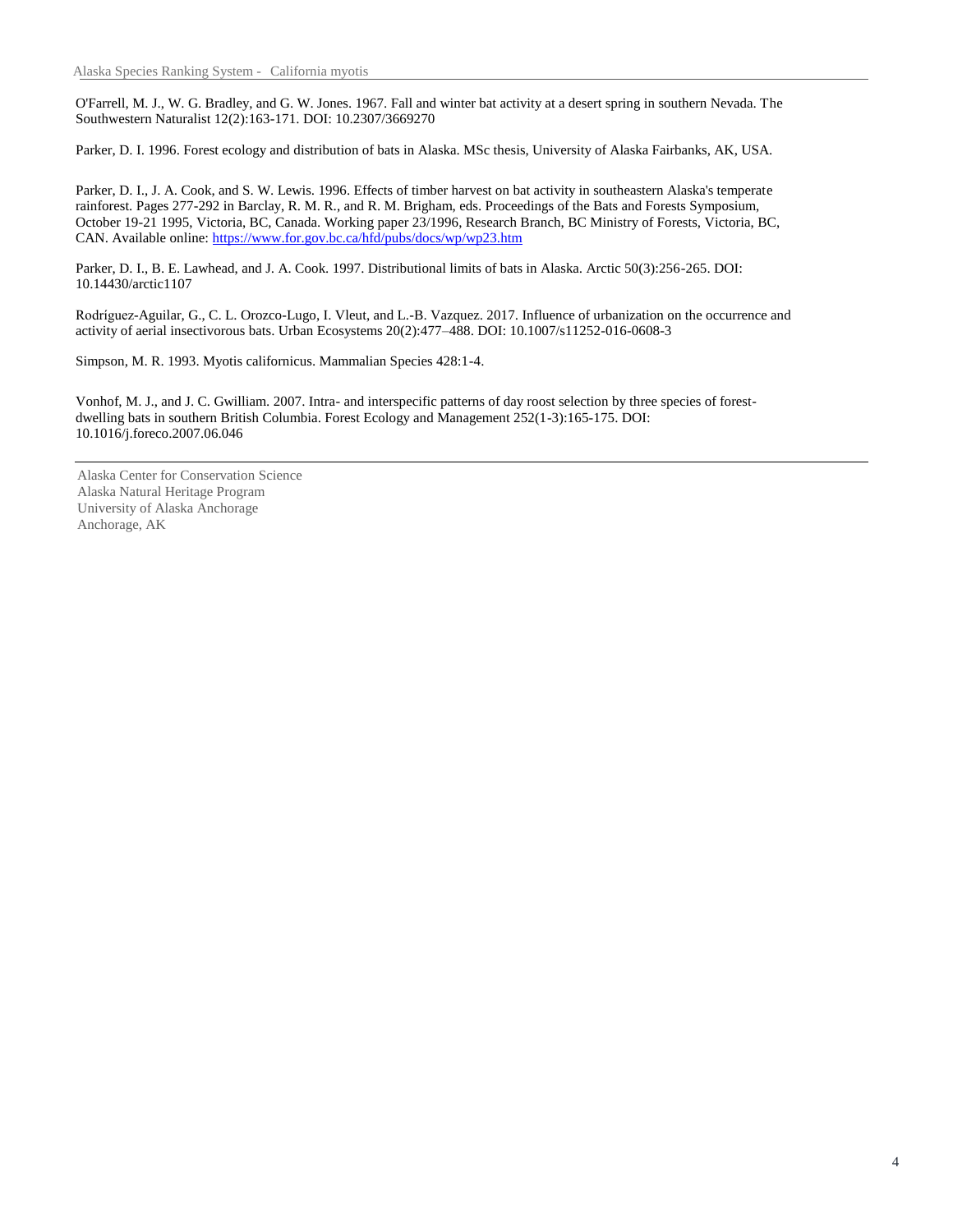O'Farrell, M. J., W. G. Bradley, and G. W. Jones. 1967. Fall and winter bat activity at a desert spring in southern Nevada. The Southwestern Naturalist 12(2):163-171. DOI: 10.2307/3669270

Parker, D. I. 1996. Forest ecology and distribution of bats in Alaska. MSc thesis, University of Alaska Fairbanks, AK, USA.

Parker, D. I., J. A. Cook, and S. W. Lewis. 1996. Effects of timber harvest on bat activity in southeastern Alaska's temperate rainforest. Pages 277-292 in Barclay, R. M. R., and R. M. Brigham, eds. Proceedings of the Bats and Forests Symposium, October 19-21 1995, Victoria, BC, Canada. Working paper 23/1996, Research Branch, BC Ministry of Forests, Victoria, BC, CAN. Available online: https://www.for.gov.bc.ca/hfd/pubs/docs/wp/wp23.htm

Parker, D. I., B. E. Lawhead, and J. A. Cook. 1997. Distributional limits of bats in Alaska. Arctic 50(3):256-265. DOI: 10.14430/arctic1107

Rodríguez-Aguilar, G., C. L. Orozco-Lugo, I. Vleut, and L.-B. Vazquez. 2017. Influence of urbanization on the occurrence and activity of aerial insectivorous bats. Urban Ecosystems 20(2):477–488. DOI: 10.1007/s11252-016-0608-3

Simpson, M. R. 1993. Myotis californicus. Mammalian Species 428:1-4.

Vonhof, M. J., and J. C. Gwilliam. 2007. Intra- and interspecific patterns of day roost selection by three species of forest-dwelling bats in southern British Columbia. Forest Ecology and Management 252(1-3):165-175. DOI: 10.1016/j.foreco.2007.06.046

---

Alaska Center for Conservation Science
Alaska Natural Heritage Program
University of Alaska Anchorage
Anchorage, AK